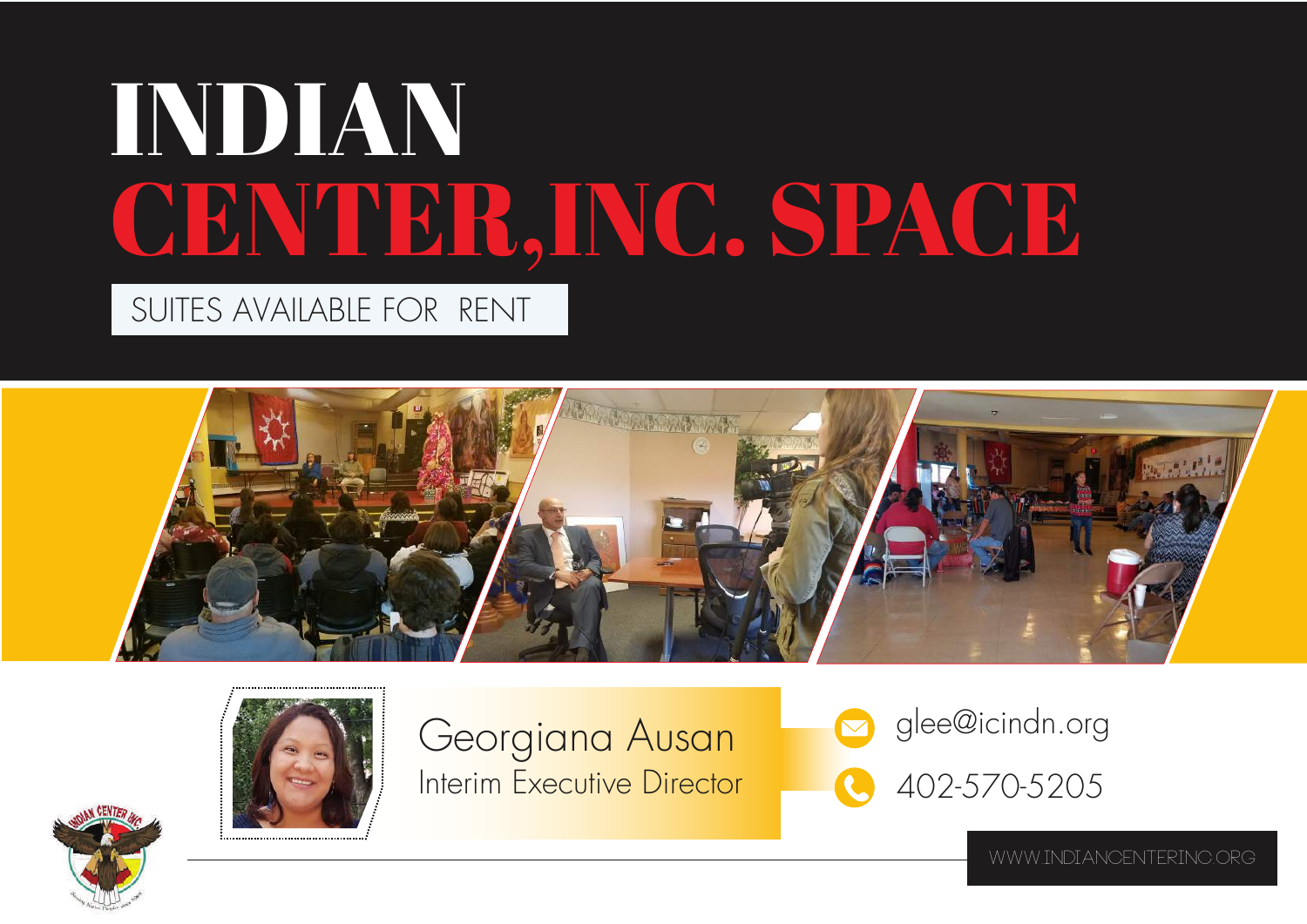# INDIAN CENTER,INC. SPACE

SUITES AVAILABLE FOR RENT

Georgiana Ausan
Interim Executive Director

glee@icindn.org

402-570-5205

WWW.INDIANCENTERINC.ORG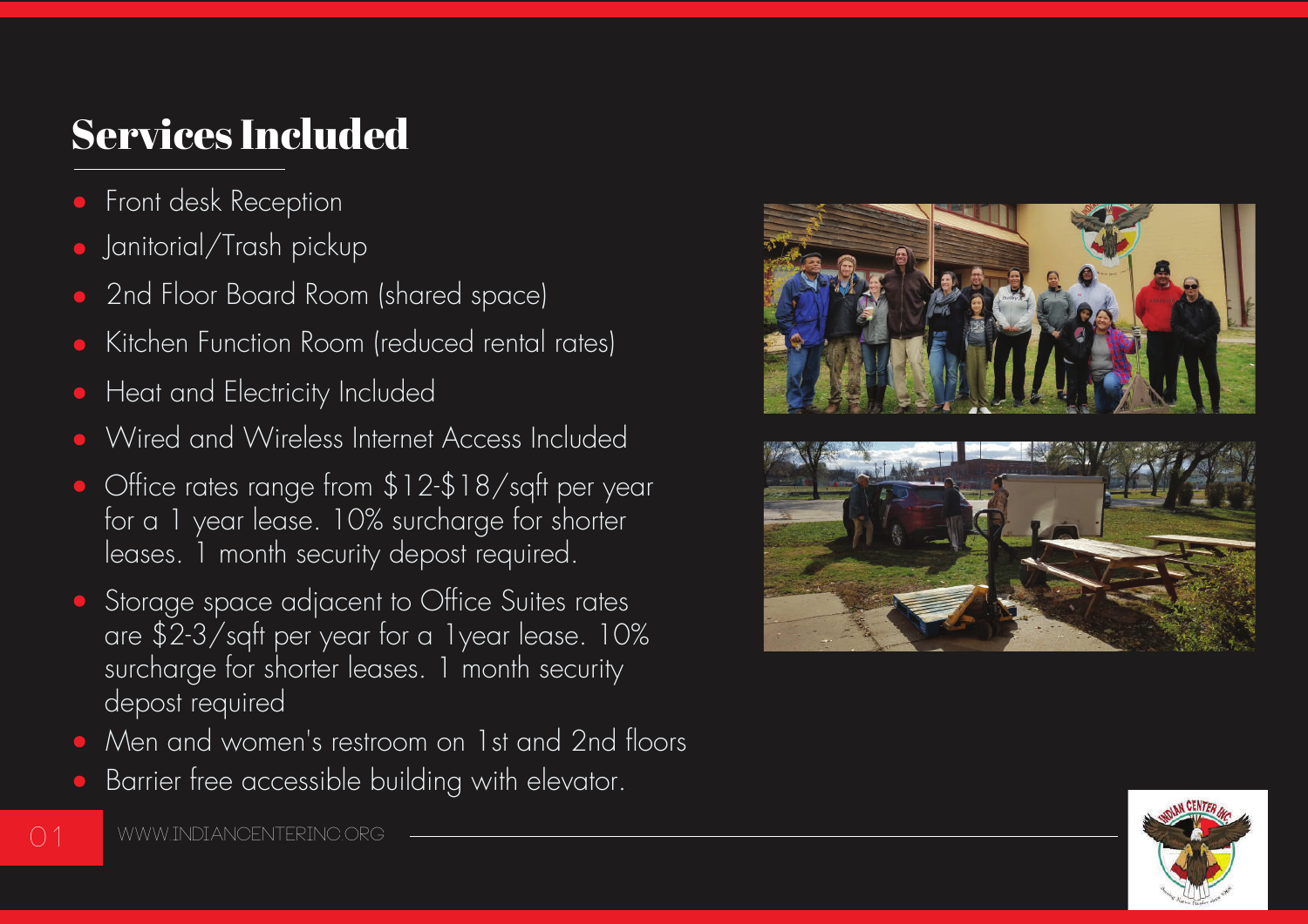## Services Included

- Front desk Reception
- Janitorial/Trash pickup
- 2nd Floor Board Room (shared space)
- Kitchen Function Room (reduced rental rates)
- Heat and Electricity Included
- Wired and Wireless Internet Access Included
- Office rates range from $12-$18/sqft per year for a 1 year lease. 10% surcharge for shorter leases. 1 month security depost required.
- Storage space adjacent to Office Suites rates are $2-3/sqft per year for a 1year lease. 10% surcharge for shorter leases. 1 month security depost required
- Men and women's restroom on 1st and 2nd floors
- Barrier free accessible building with elevator.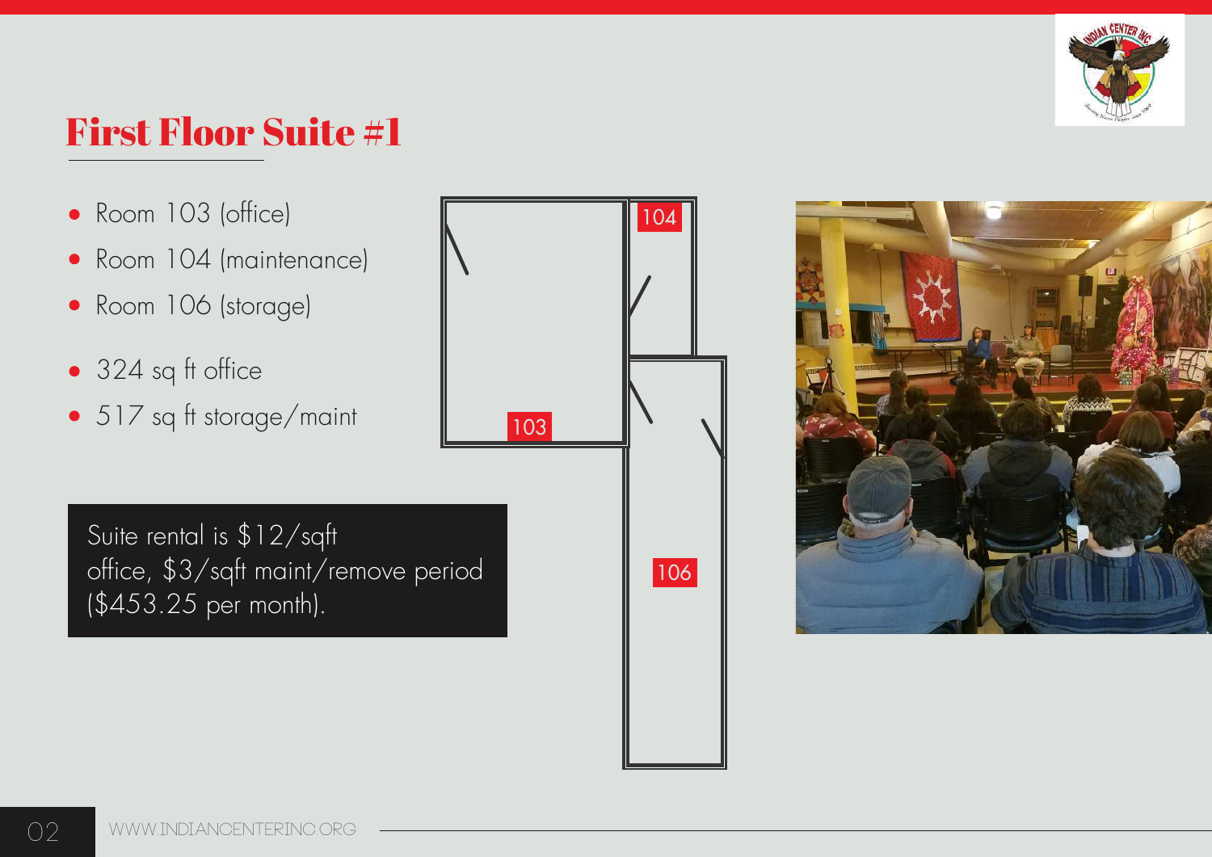# First Floor Suite #1

- Room 103 (office)
- Room 104 (maintenance)
- Room 106 (storage)
- 324 sq ft office
- 517 sq ft storage/maint

Suite rental is $12/sqft office, $3/sqft maint/remove period ($453.25 per month).

103

104

106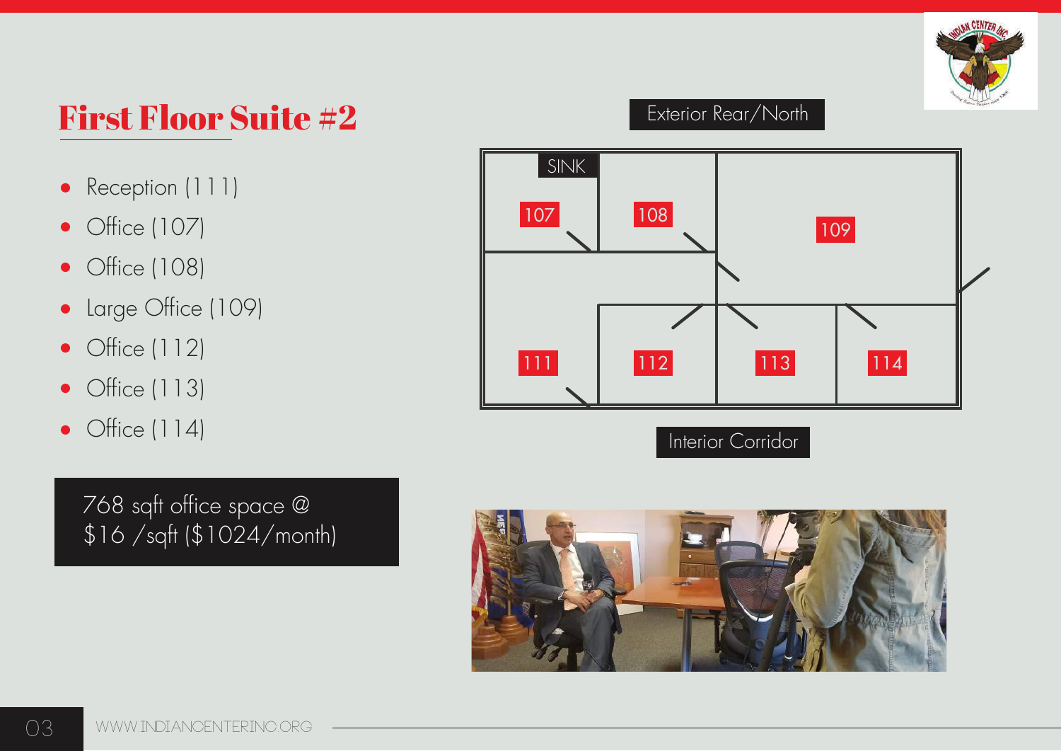# First Floor Suite #2

- Reception (111)
- Office (107)
- Office (108)
- Large Office (109)
- Office (112)
- Office (113)
- Office (114)

768 sqft office space @ $16 /sqft ($1024/month)

Exterior Rear/North

SINK

107

108

109

111

112

113

114

Interior Corridor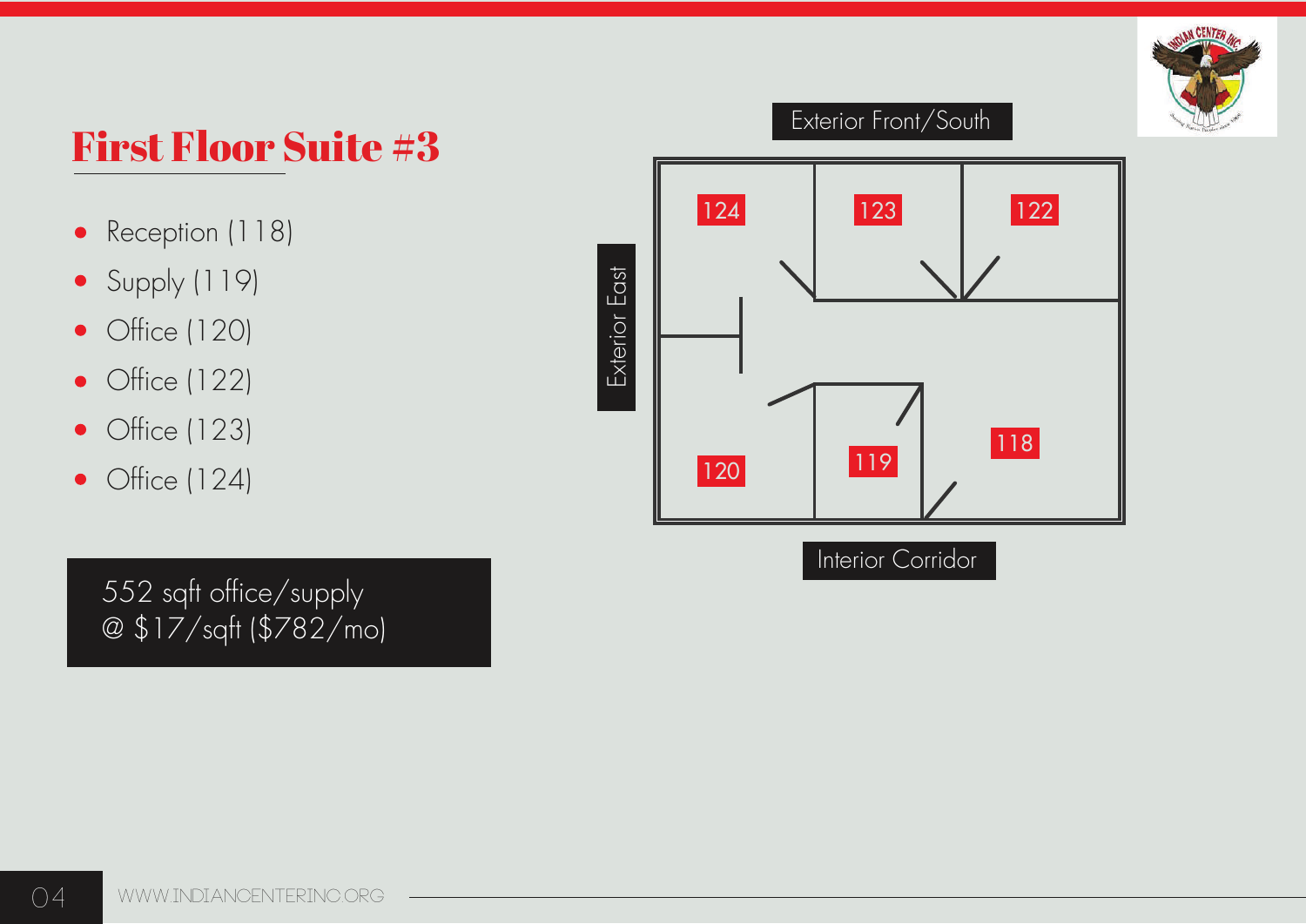# First Floor Suite #3

- Reception (118)
- Supply (119)
- Office (120)
- Office (122)
- Office (123)
- Office (124)

552 sqft office/supply
@ $17/sqft ($782/mo)

Exterior Front/South

Exterior East

124 123 122

120 119 118

Interior Corridor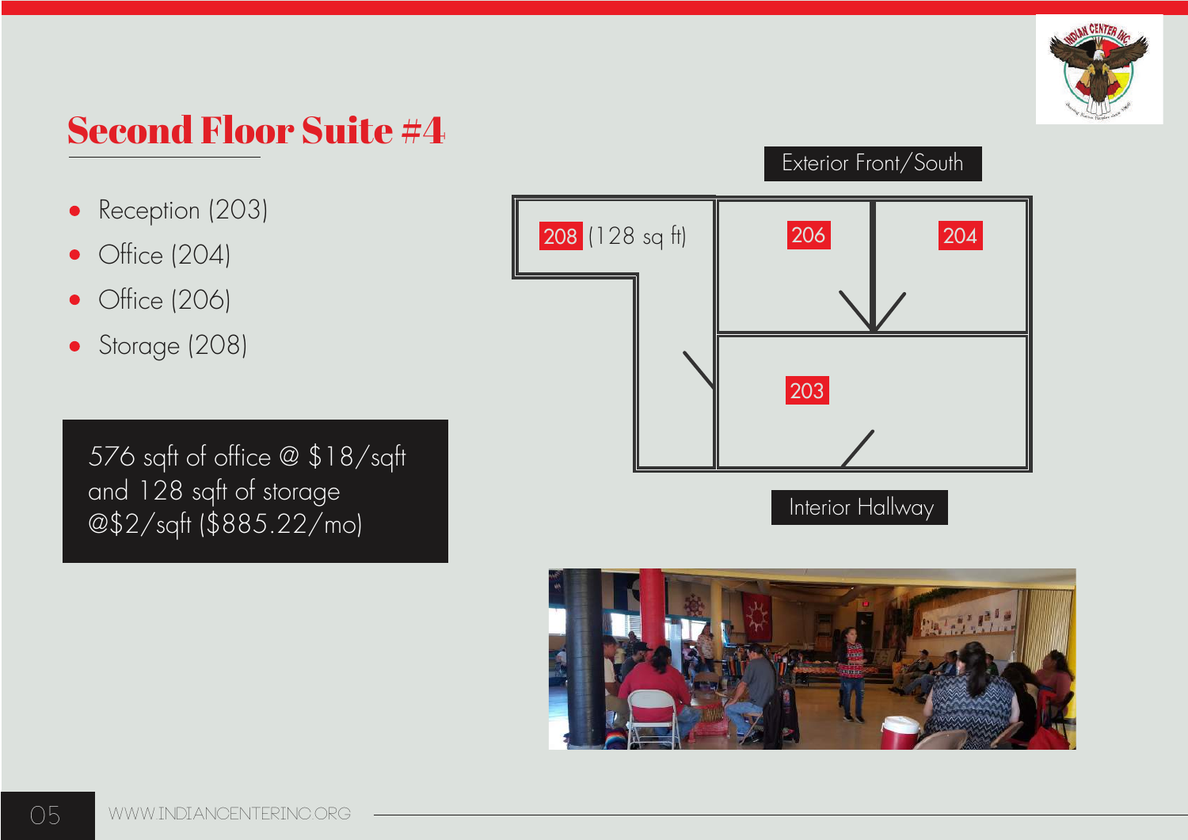## Second Floor Suite #4

- Reception (203)
- Office (204)
- Office (206)
- Storage (208)

576 sqft of office @ $18/sqft and 128 sqft of storage @$2/sqft ($885.22/mo)

Exterior Front/South

208 (128 sq ft)

206

204

203

Interior Hallway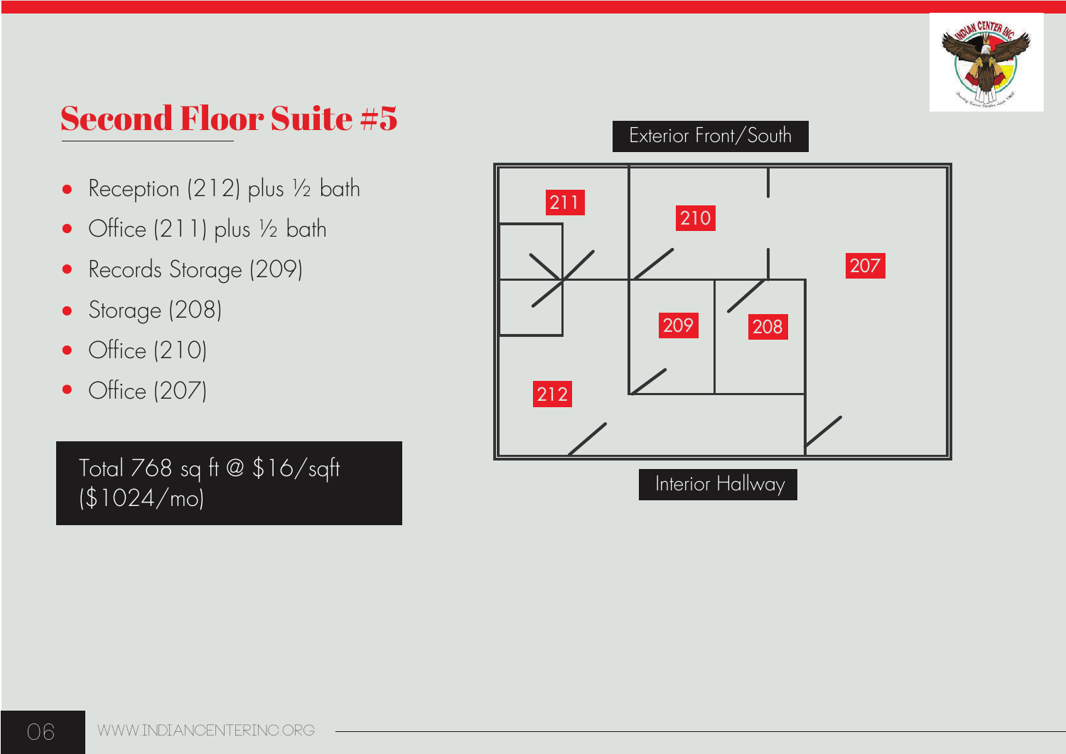## Second Floor Suite #5

- Reception (212) plus ½ bath
- Office (211) plus ½ bath
- Records Storage (209)
- Storage (208)
- Office (210)
- Office (207)

Total 768 sq ft @ $16/sqft ($1024/mo)

Exterior Front/South

211

210

207

209

208

212

Interior Hallway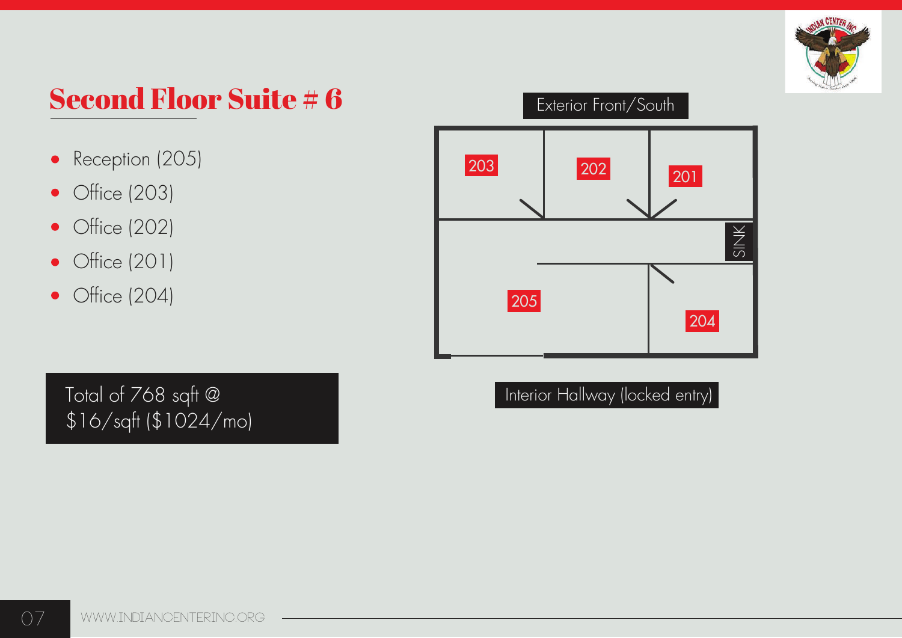# Second Floor Suite # 6

- Reception (205)
- Office (203)
- Office (202)
- Office (201)
- Office (204)

Total of 768 sqft @ $16/sqft ($1024/mo)

Exterior Front/South

203 202 201

SINK

205 204

Interior Hallway (locked entry)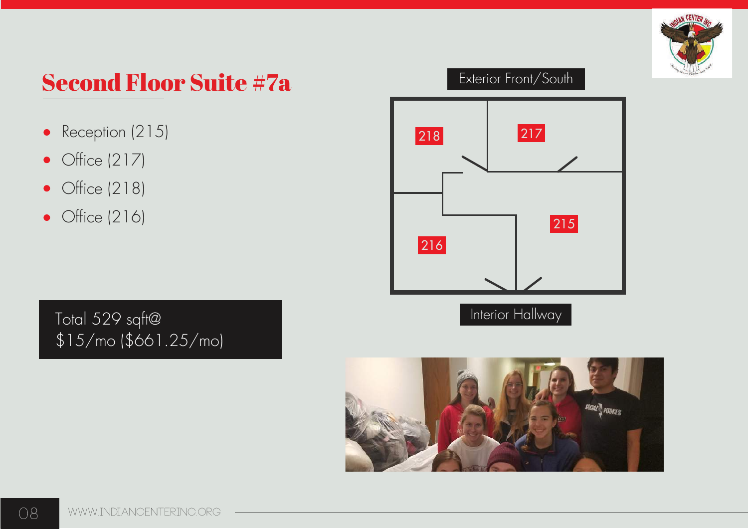# Second Floor Suite #7a

- Reception (215)
- Office (217)
- Office (218)
- Office (216)

Total 529 sqft@ $15/mo ($661.25/mo)

Exterior Front/South

218

217

216

215

Interior Hallway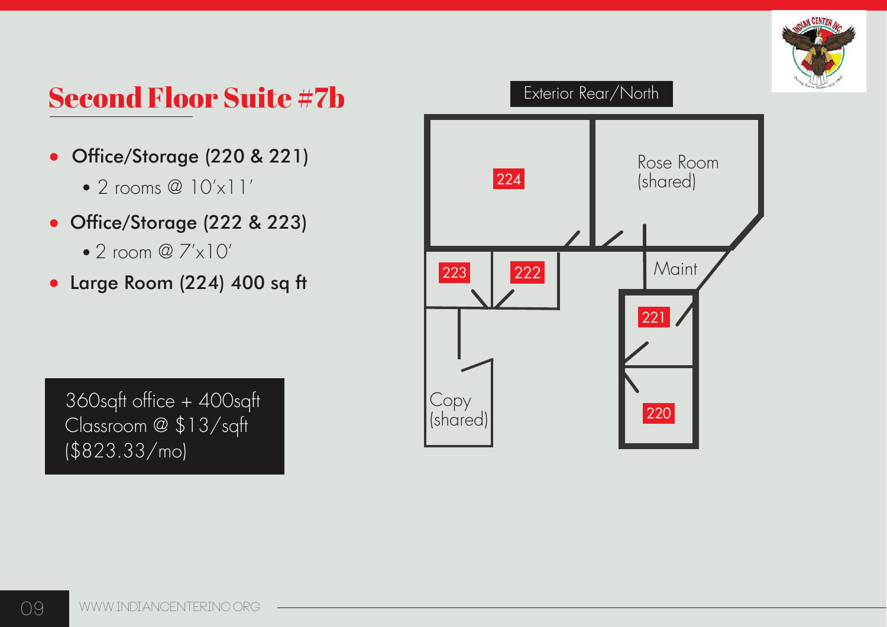# Second Floor Suite #7b

- Office/Storage (220 & 221)
  - 2 rooms @ 10'x11'
- Office/Storage (222 & 223)
  - 2 room @ 7'x10'
- Large Room (224) 400 sq ft

360sqft office + 400sqft Classroom @ $13/sqft ($823.33/mo)

Exterior Rear/North

224

Rose Room (shared)

223

222

Maint

221

220

Copy (shared)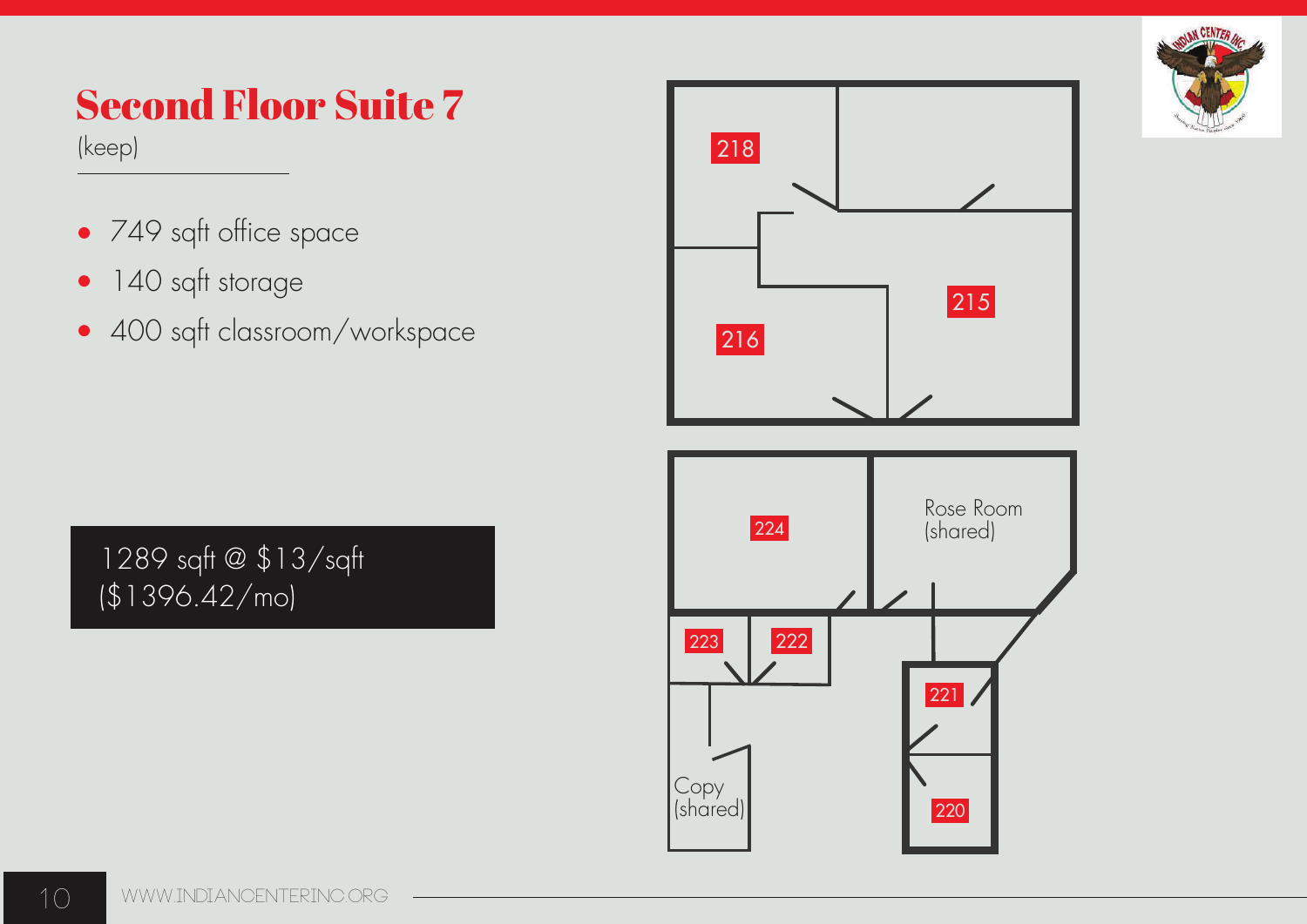# Second Floor Suite 7

(keep)

- 749 sqft office space
- 140 sqft storage
- 400 sqft classroom/workspace

1289 sqft @ $13/sqft
($1396.42/mo)

218

215

216

224

Rose Room
(shared)

223

222

221

220

Copy
(shared)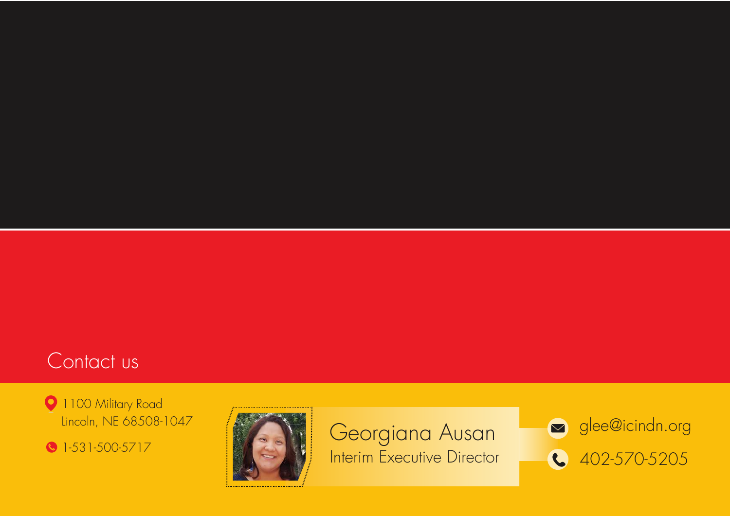## Contact us

1100 Military Road
Lincoln, NE 68508-1047

1-531-500-5717

Georgiana Ausan
Interim Executive Director

glee@icindn.org

402-570-5205